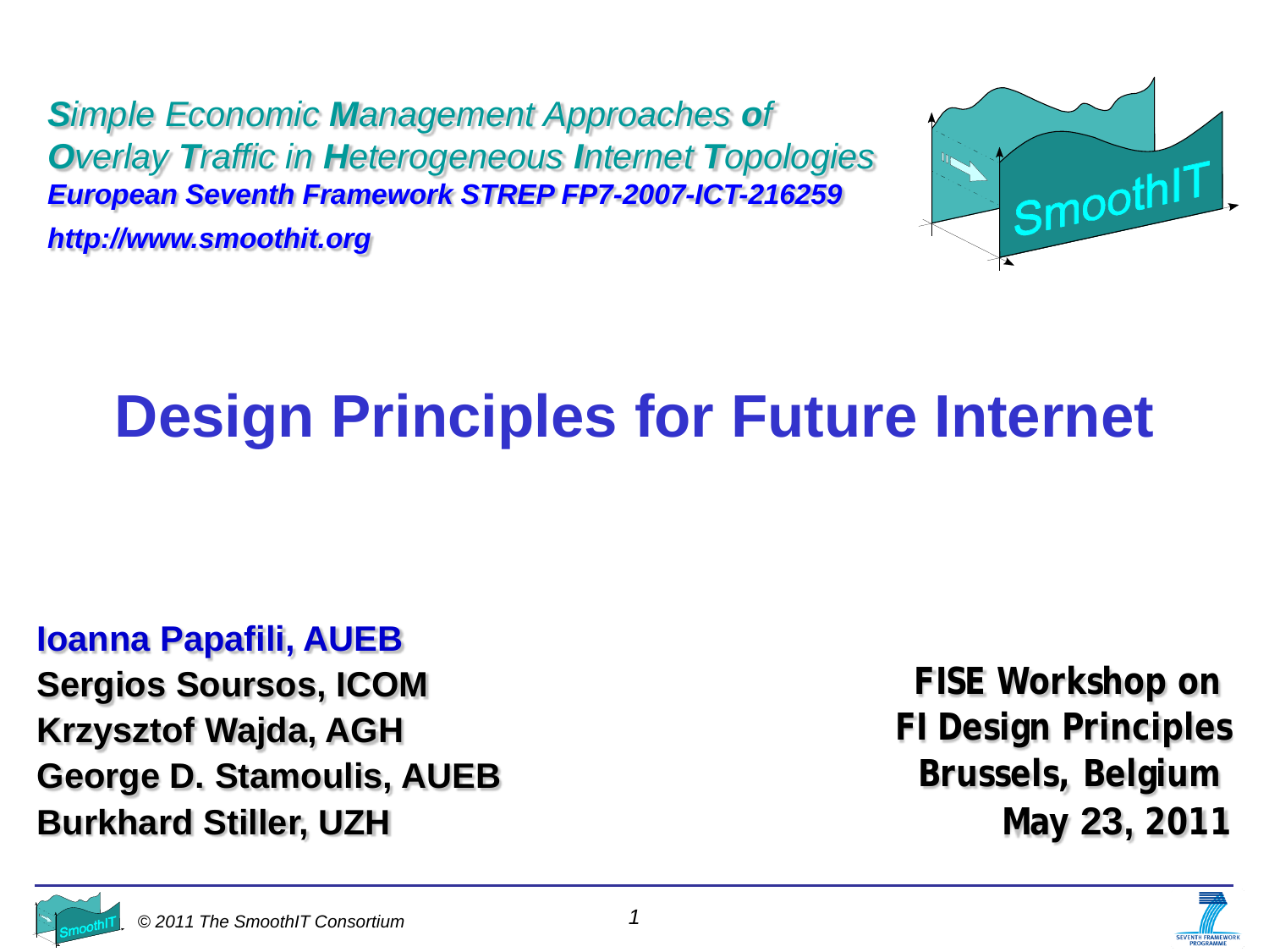***S**imple **E**conomic **M**anagement **A**pproaches **o**f*
***O**verlay **T**raffic in **H**eterogeneous **I**nternet **T**opologies*

***European Seventh Framework STREP FP7-2007-ICT-216259***

***http://www.smoothit.org***

# Design Principles for Future Internet

**Ioanna Papafili, AUEB**
**Sergios Soursos, ICOM**
**Krzysztof Wajda, AGH**
**George D. Stamoulis, AUEB**
**Burkhard Stiller, UZH**

**FISE Workshop on**
**FI Design Principles**
**Brussels, Belgium**
**May 23, 2011**

*© 2011 The SmoothIT Consortium*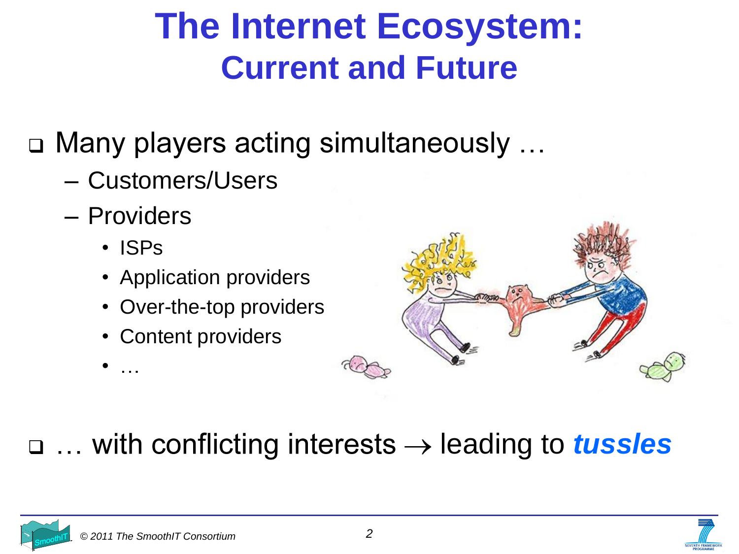# The Internet Ecosystem: Current and Future

- Many players acting simultaneously …
  - Customers/Users
  - Providers
    - ISPs
    - Application providers
    - Over-the-top providers
    - Content providers
    - …

- … with conflicting interests → leading to ***tussles***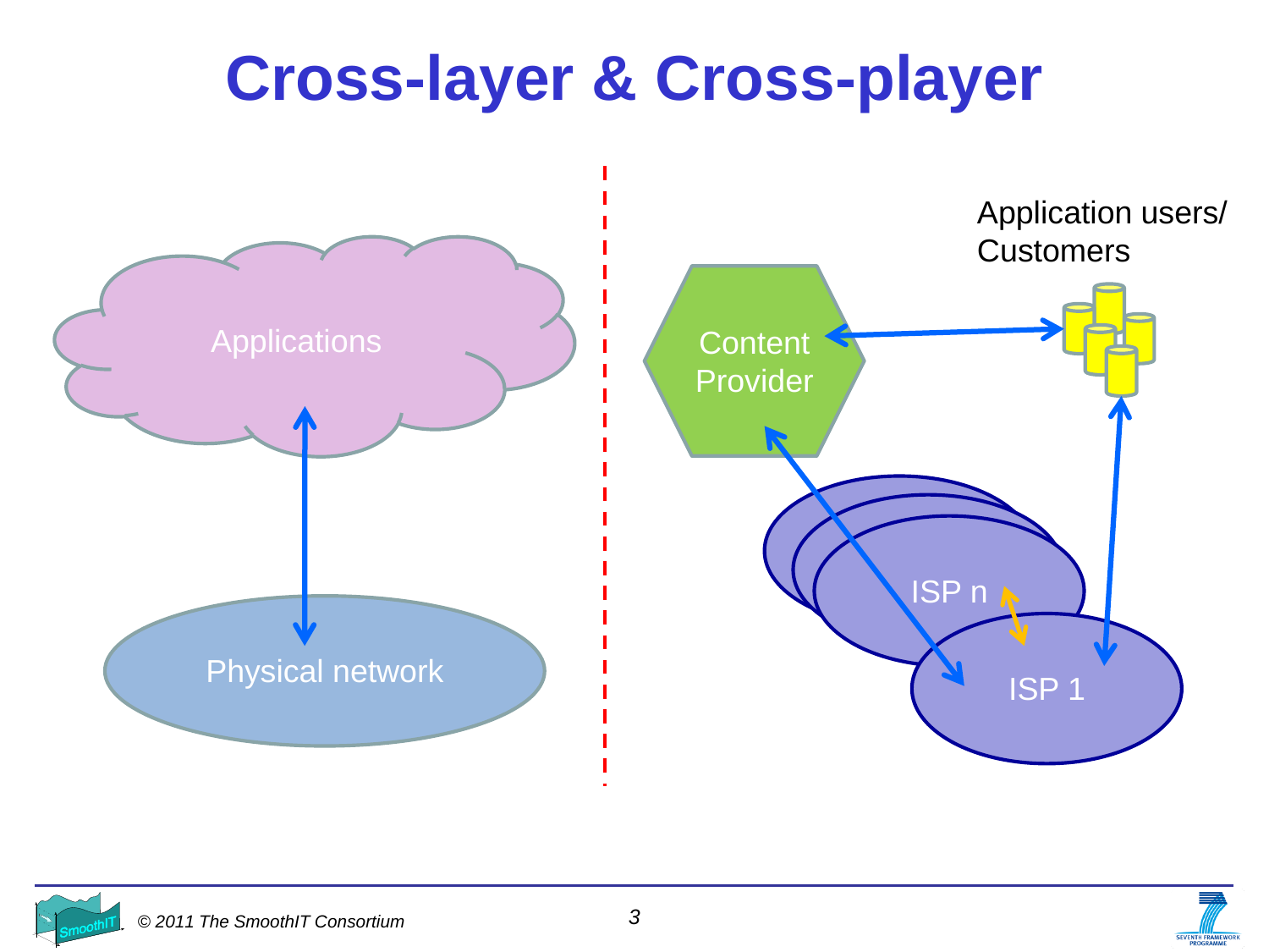# Cross-layer & Cross-player

Applications

Physical network

Content Provider

Application users/ Customers

ISP n

ISP 1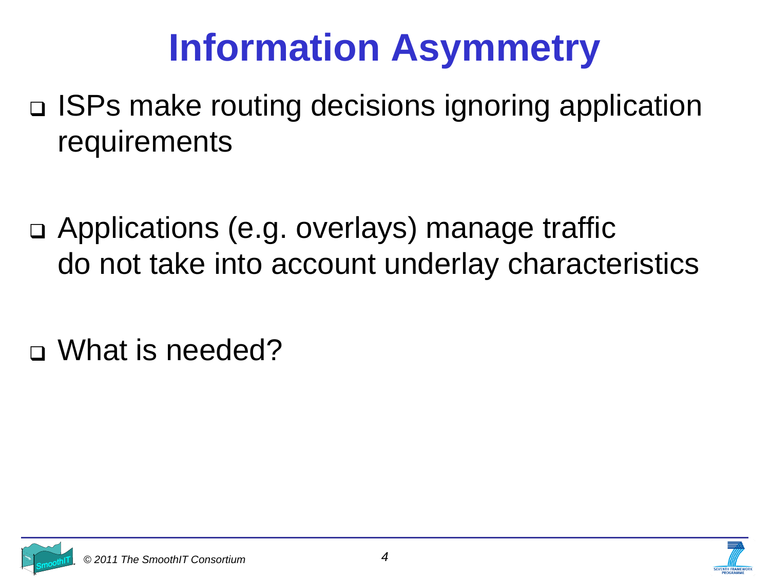# Information Asymmetry

- ISPs make routing decisions ignoring application requirements

- Applications (e.g. overlays) manage traffic do not take into account underlay characteristics

- What is needed?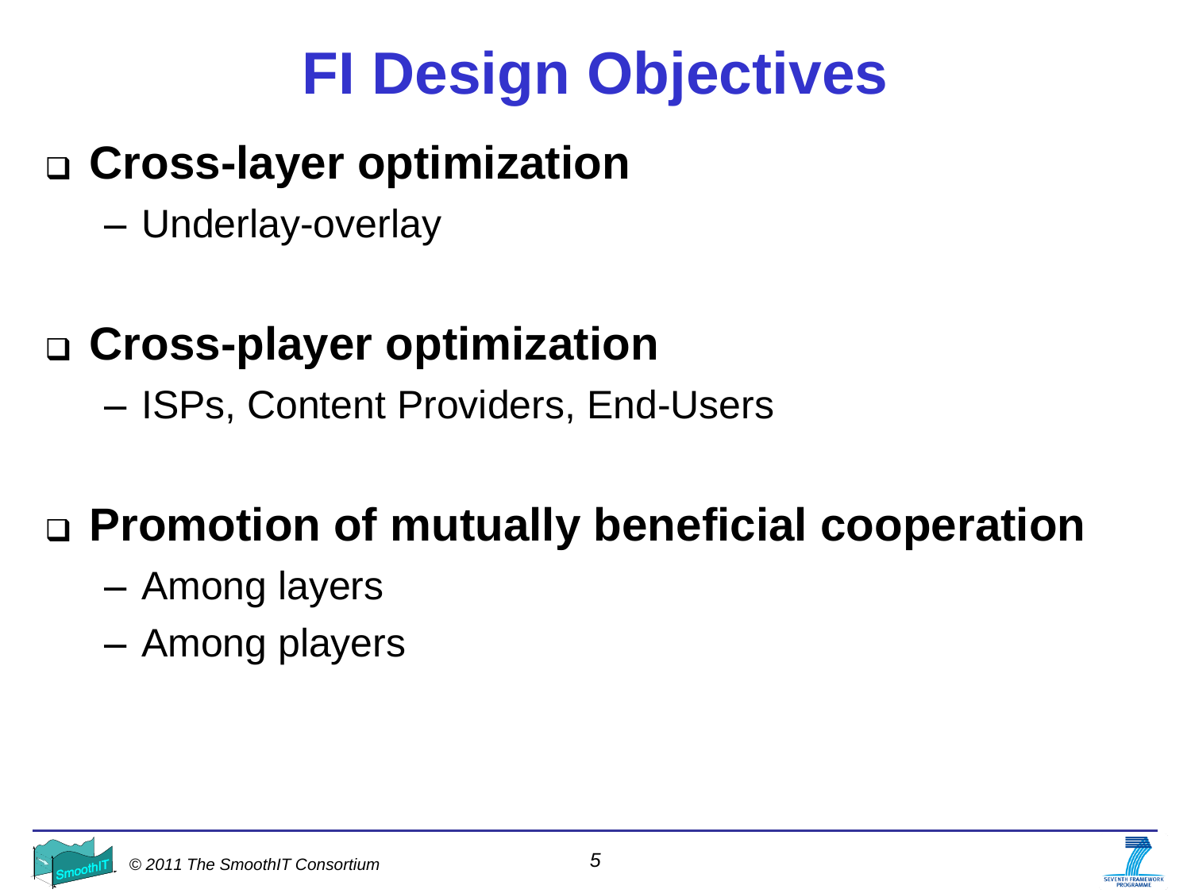# FI Design Objectives

- **Cross-layer optimization**
  - Underlay-overlay
- **Cross-player optimization**
  - ISPs, Content Providers, End-Users
- **Promotion of mutually beneficial cooperation**
  - Among layers
  - Among players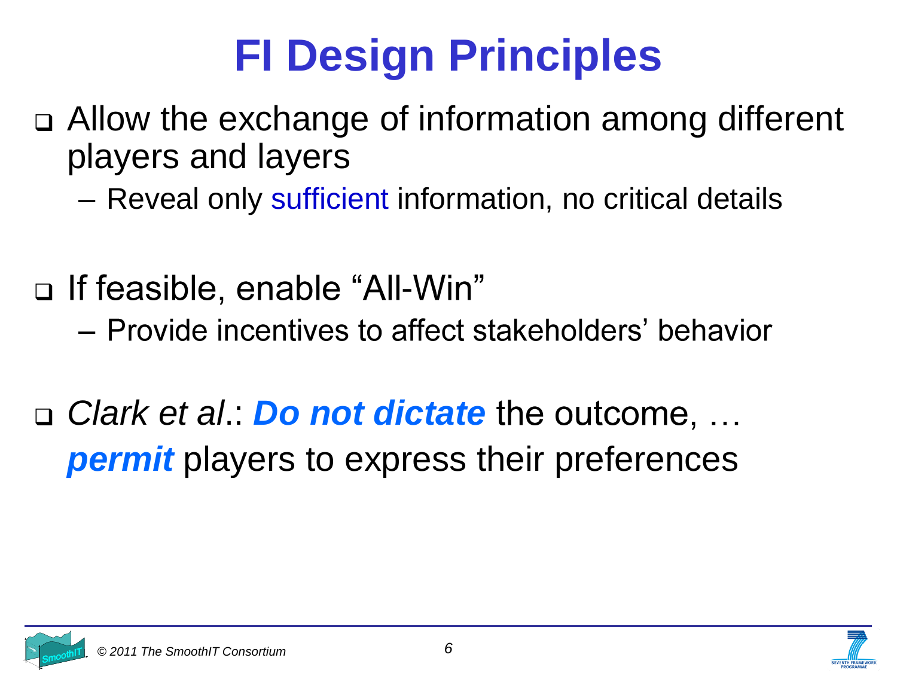# FI Design Principles

- Allow the exchange of information among different players and layers
  - Reveal only sufficient information, no critical details

- If feasible, enable “All-Win”
  - Provide incentives to affect stakeholders’ behavior

- *Clark et al*.: ***Do not dictate*** the outcome, … ***permit*** players to express their preferences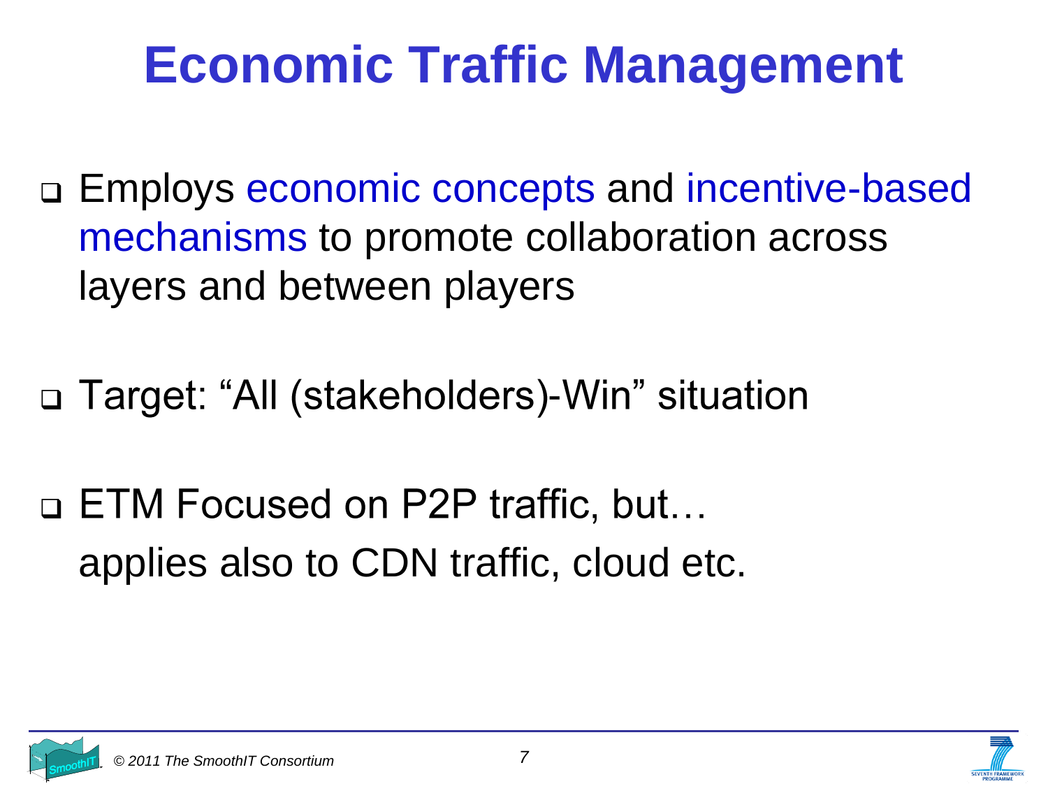# Economic Traffic Management

- Employs economic concepts and incentive-based mechanisms to promote collaboration across layers and between players

- Target: “All (stakeholders)-Win” situation

- ETM Focused on P2P traffic, but…
  applies also to CDN traffic, cloud etc.

*© 2011 The SmoothIT Consortium*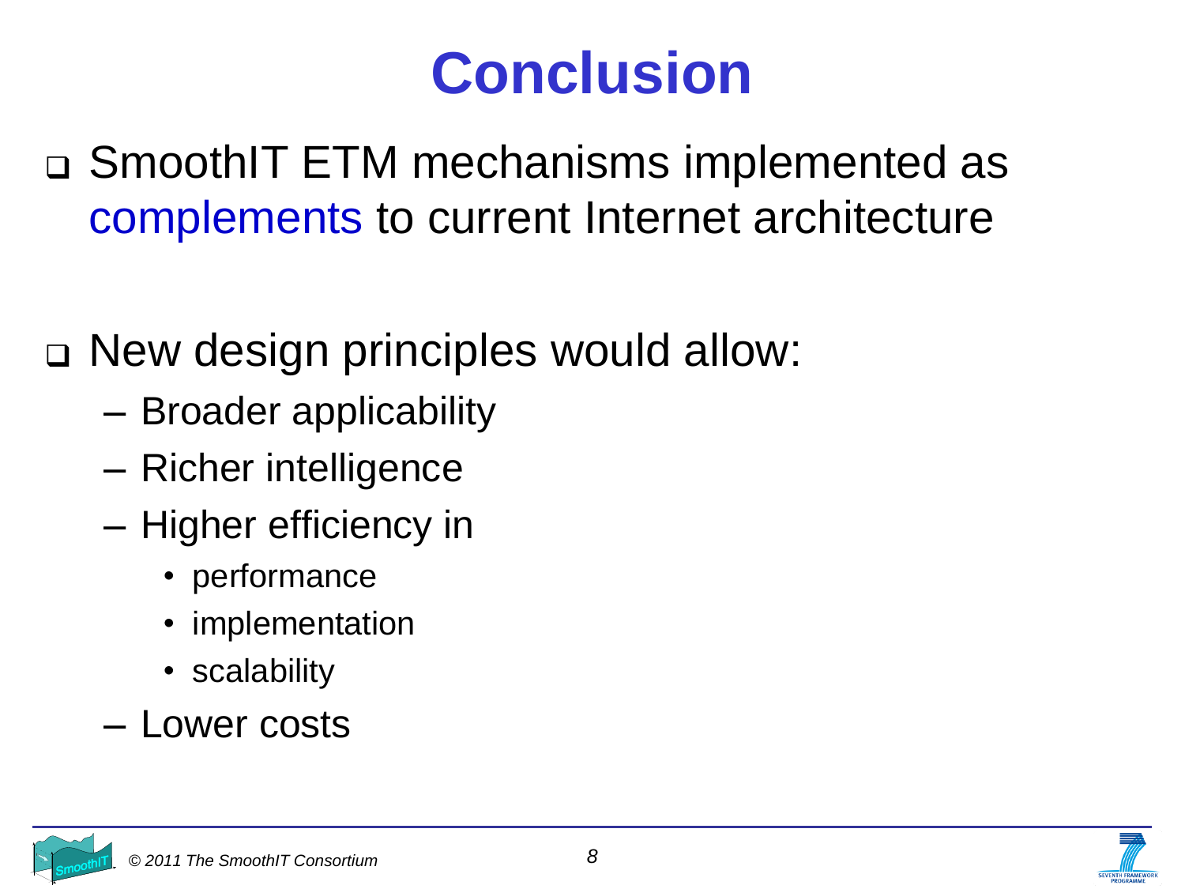# Conclusion

- SmoothIT ETM mechanisms implemented as complements to current Internet architecture

- New design principles would allow:
  - Broader applicability
  - Richer intelligence
  - Higher efficiency in
    - performance
    - implementation
    - scalability
  - Lower costs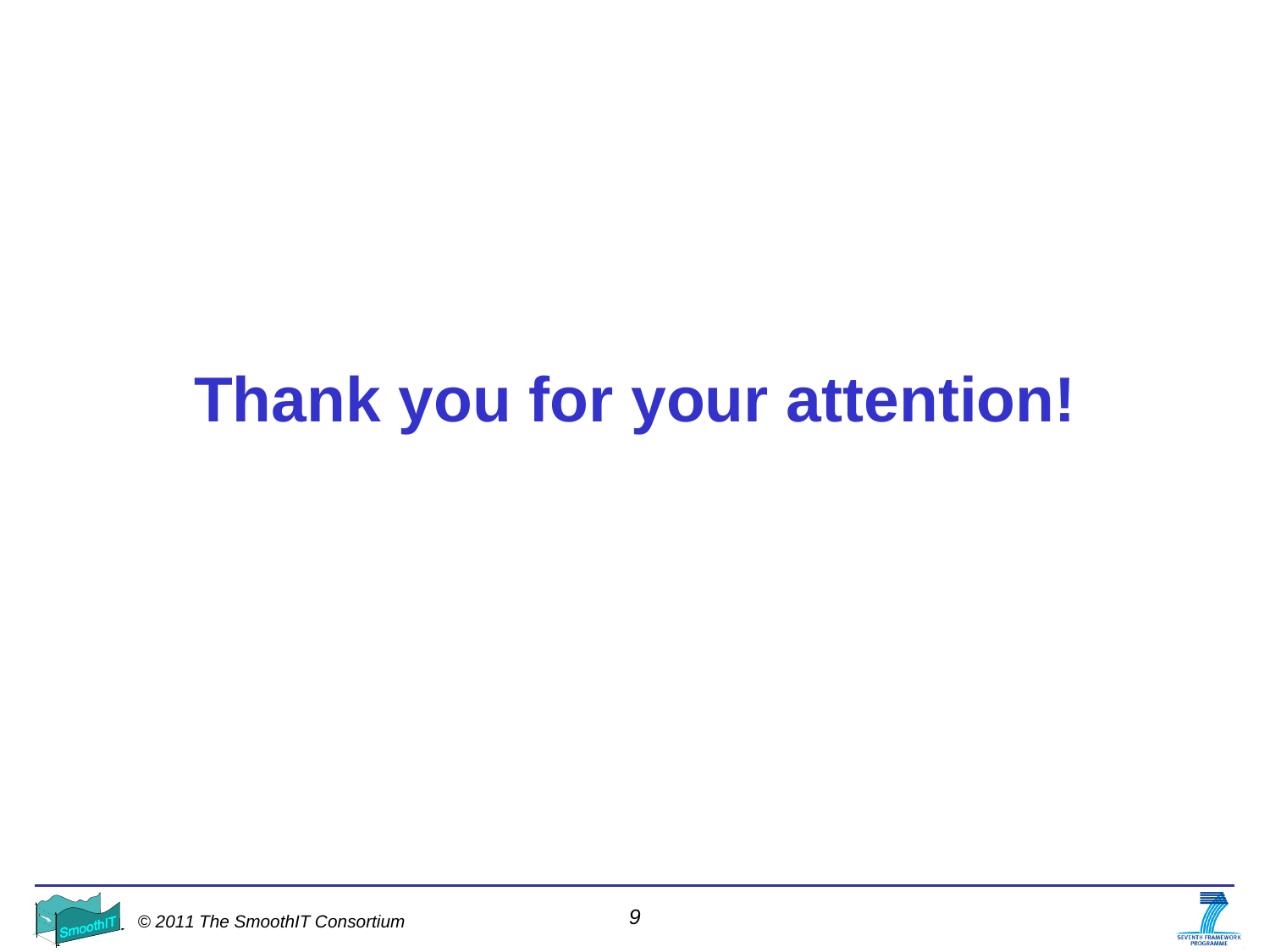# Thank you for your attention!